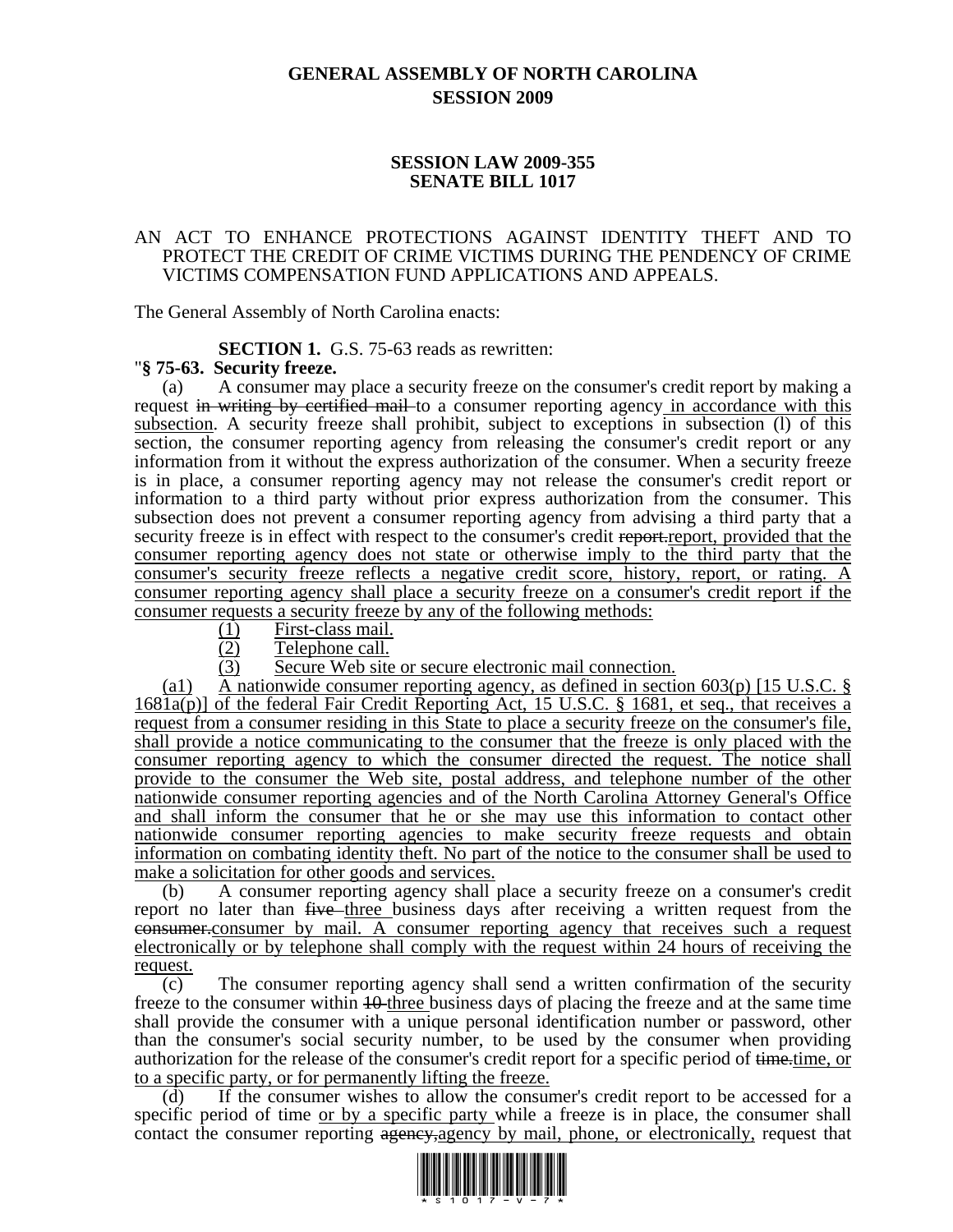# GENERAL ASSEMBLY OF NORTH CAROLINA
## SESSION 2009

## SESSION LAW 2009-355
## SENATE BILL 1017

AN ACT TO ENHANCE PROTECTIONS AGAINST IDENTITY THEFT AND TO PROTECT THE CREDIT OF CRIME VICTIMS DURING THE PENDENCY OF CRIME VICTIMS COMPENSATION FUND APPLICATIONS AND APPEALS.

The General Assembly of North Carolina enacts:

**SECTION 1.** G.S. 75-63 reads as rewritten:

"**§ 75-63. Security freeze.**

(a) A consumer may place a security freeze on the consumer's credit report by making a request ~~in writing by certified mail~~ to a consumer reporting agency <u>in accordance with this subsection</u>. A security freeze shall prohibit, subject to exceptions in subsection (l) of this section, the consumer reporting agency from releasing the consumer's credit report or any information from it without the express authorization of the consumer. When a security freeze is in place, a consumer reporting agency may not release the consumer's credit report or information to a third party without prior express authorization from the consumer. This subsection does not prevent a consumer reporting agency from advising a third party that a security freeze is in effect with respect to the consumer's credit ~~report.~~<u>report, provided that the consumer reporting agency does not state or otherwise imply to the third party that the consumer's security freeze reflects a negative credit score, history, report, or rating. A consumer reporting agency shall place a security freeze on a consumer's credit report if the consumer requests a security freeze by any of the following methods:</u>

<u>(1) First-class mail.</u>

<u>(2) Telephone call.</u>

<u>(3) Secure Web site or secure electronic mail connection.</u>

<u>(a1) A nationwide consumer reporting agency, as defined in section 603(p) [15 U.S.C. § 1681a(p)] of the federal Fair Credit Reporting Act, 15 U.S.C. § 1681, et seq., that receives a request from a consumer residing in this State to place a security freeze on the consumer's file, shall provide a notice communicating to the consumer that the freeze is only placed with the consumer reporting agency to which the consumer directed the request. The notice shall provide to the consumer the Web site, postal address, and telephone number of the other nationwide consumer reporting agencies and of the North Carolina Attorney General's Office and shall inform the consumer that he or she may use this information to contact other nationwide consumer reporting agencies to make security freeze requests and obtain information on combating identity theft. No part of the notice to the consumer shall be used to make a solicitation for other goods and services.</u>

(b) A consumer reporting agency shall place a security freeze on a consumer's credit report no later than ~~five~~ <u>three</u> business days after receiving a written request from the ~~consumer.~~<u>consumer by mail. A consumer reporting agency that receives such a request electronically or by telephone shall comply with the request within 24 hours of receiving the request.</u>

(c) The consumer reporting agency shall send a written confirmation of the security freeze to the consumer within ~~10~~ <u>three</u> business days of placing the freeze and at the same time shall provide the consumer with a unique personal identification number or password, other than the consumer's social security number, to be used by the consumer when providing authorization for the release of the consumer's credit report for a specific period of ~~time.~~<u>time, or to a specific party, or for permanently lifting the freeze.</u>

(d) If the consumer wishes to allow the consumer's credit report to be accessed for a specific period of time <u>or by a specific party</u> while a freeze is in place, the consumer shall contact the consumer reporting ~~agency,~~<u>agency by mail, phone, or electronically,</u> request that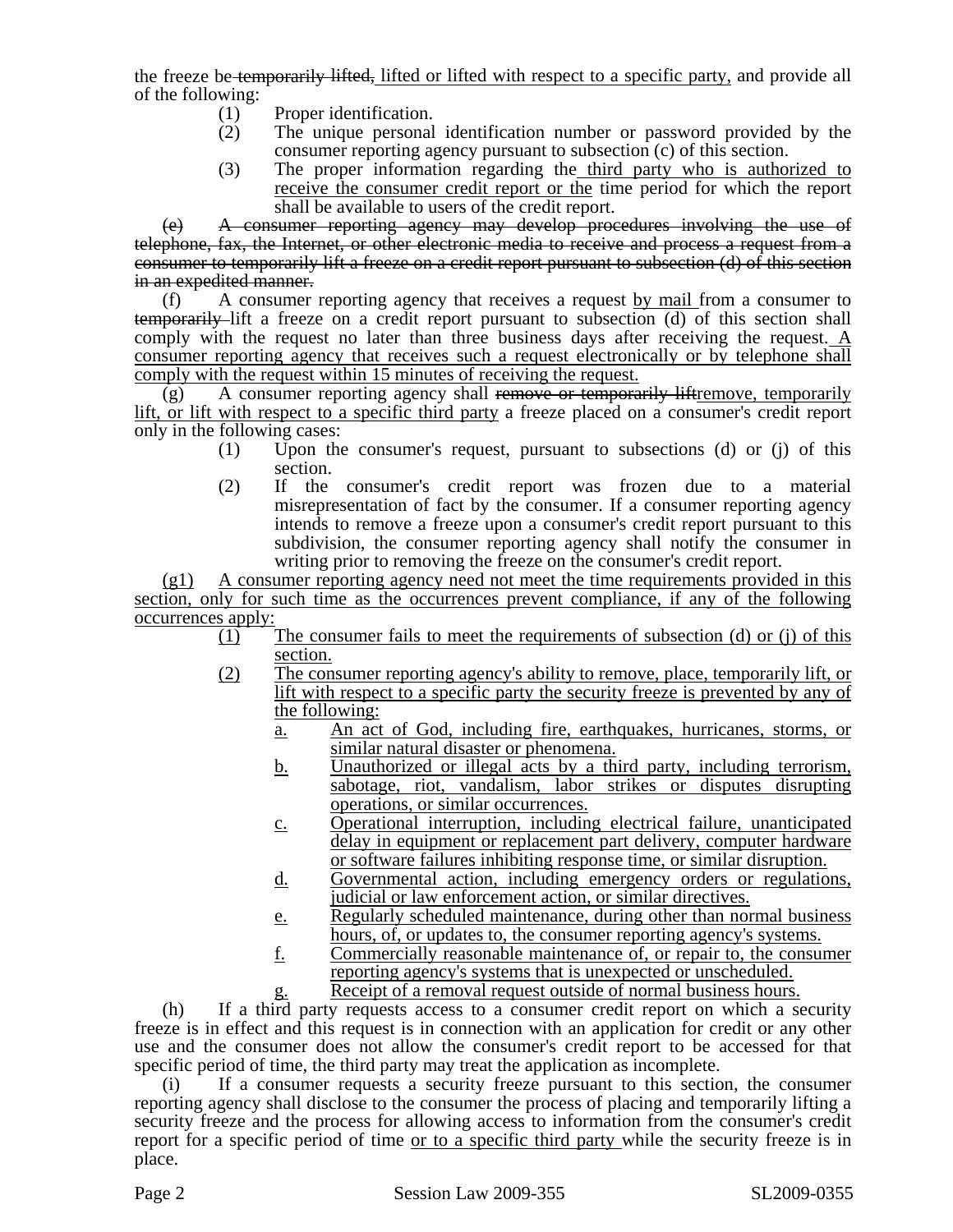the freeze be ~~temporarily lifted,~~ <u>lifted or lifted with respect to a specific party,</u> and provide all of the following:

(1) Proper identification.

(2) The unique personal identification number or password provided by the consumer reporting agency pursuant to subsection (c) of this section.

(3) The proper information regarding the <u>third party who is authorized to receive the consumer credit report or the</u> time period for which the report shall be available to users of the credit report.

~~(e) A consumer reporting agency may develop procedures involving the use of telephone, fax, the Internet, or other electronic media to receive and process a request from a consumer to temporarily lift a freeze on a credit report pursuant to subsection (d) of this section in an expedited manner.~~

(f) A consumer reporting agency that receives a request <u>by mail</u> from a consumer to ~~temporarily~~ lift a freeze on a credit report pursuant to subsection (d) of this section shall comply with the request no later than three business days after receiving the request. <u>A consumer reporting agency that receives such a request electronically or by telephone shall comply with the request within 15 minutes of receiving the request.</u>

(g) A consumer reporting agency shall ~~remove or temporarily lift~~<u>remove, temporarily lift, or lift with respect to a specific third party</u> a freeze placed on a consumer's credit report only in the following cases:

(1) Upon the consumer's request, pursuant to subsections (d) or (j) of this section.

(2) If the consumer's credit report was frozen due to a material misrepresentation of fact by the consumer. If a consumer reporting agency intends to remove a freeze upon a consumer's credit report pursuant to this subdivision, the consumer reporting agency shall notify the consumer in writing prior to removing the freeze on the consumer's credit report.

<u>(g1) A consumer reporting agency need not meet the time requirements provided in this section, only for such time as the occurrences prevent compliance, if any of the following occurrences apply:</u>

<u>(1) The consumer fails to meet the requirements of subsection (d) or (j) of this section.</u>

<u>(2) The consumer reporting agency's ability to remove, place, temporarily lift, or lift with respect to a specific party the security freeze is prevented by any of the following:</u>

<u>a. An act of God, including fire, earthquakes, hurricanes, storms, or similar natural disaster or phenomena.</u>

<u>b. Unauthorized or illegal acts by a third party, including terrorism, sabotage, riot, vandalism, labor strikes or disputes disrupting operations, or similar occurrences.</u>

<u>c. Operational interruption, including electrical failure, unanticipated delay in equipment or replacement part delivery, computer hardware or software failures inhibiting response time, or similar disruption.</u>

<u>d. Governmental action, including emergency orders or regulations, judicial or law enforcement action, or similar directives.</u>

<u>e. Regularly scheduled maintenance, during other than normal business hours, of, or updates to, the consumer reporting agency's systems.</u>

<u>f. Commercially reasonable maintenance of, or repair to, the consumer reporting agency's systems that is unexpected or unscheduled.</u>

<u>g. Receipt of a removal request outside of normal business hours.</u>

(h) If a third party requests access to a consumer credit report on which a security freeze is in effect and this request is in connection with an application for credit or any other use and the consumer does not allow the consumer's credit report to be accessed for that specific period of time, the third party may treat the application as incomplete.

(i) If a consumer requests a security freeze pursuant to this section, the consumer reporting agency shall disclose to the consumer the process of placing and temporarily lifting a security freeze and the process for allowing access to information from the consumer's credit report for a specific period of time <u>or to a specific third party</u> while the security freeze is in place.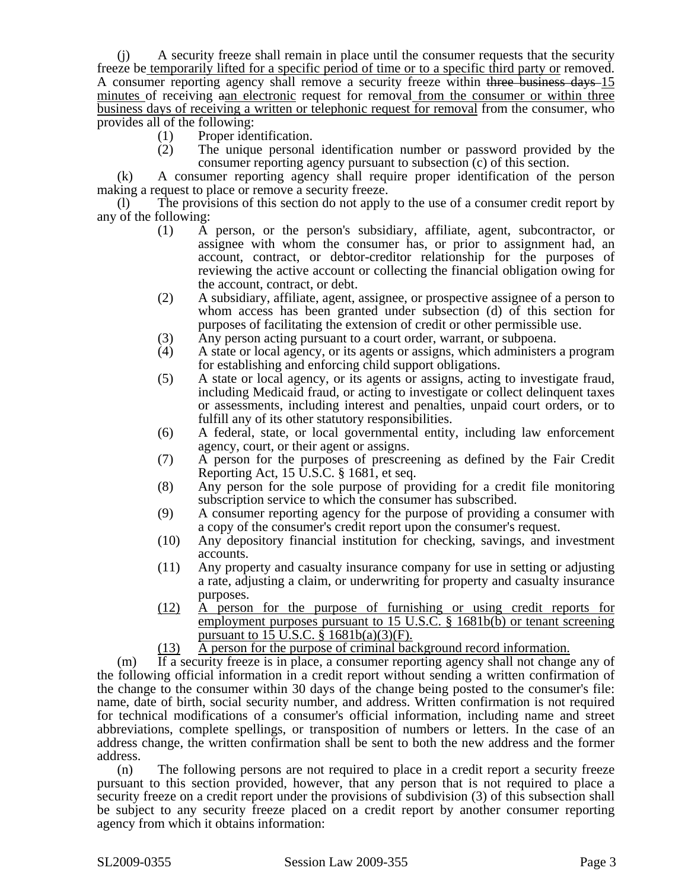(j) A security freeze shall remain in place until the consumer requests that the security freeze be temporarily lifted for a specific period of time or to a specific third party or removed. A consumer reporting agency shall remove a security freeze within ~~three business days~~ 15 minutes of receiving ~~a~~an electronic request for removal from the consumer or within three business days of receiving a written or telephonic request for removal from the consumer, who provides all of the following:

(1) Proper identification.

(2) The unique personal identification number or password provided by the consumer reporting agency pursuant to subsection (c) of this section.

(k) A consumer reporting agency shall require proper identification of the person making a request to place or remove a security freeze.

(l) The provisions of this section do not apply to the use of a consumer credit report by any of the following:

(1) A person, or the person's subsidiary, affiliate, agent, subcontractor, or assignee with whom the consumer has, or prior to assignment had, an account, contract, or debtor-creditor relationship for the purposes of reviewing the active account or collecting the financial obligation owing for the account, contract, or debt.

(2) A subsidiary, affiliate, agent, assignee, or prospective assignee of a person to whom access has been granted under subsection (d) of this section for purposes of facilitating the extension of credit or other permissible use.

(3) Any person acting pursuant to a court order, warrant, or subpoena.

(4) A state or local agency, or its agents or assigns, which administers a program for establishing and enforcing child support obligations.

(5) A state or local agency, or its agents or assigns, acting to investigate fraud, including Medicaid fraud, or acting to investigate or collect delinquent taxes or assessments, including interest and penalties, unpaid court orders, or to fulfill any of its other statutory responsibilities.

(6) A federal, state, or local governmental entity, including law enforcement agency, court, or their agent or assigns.

(7) A person for the purposes of prescreening as defined by the Fair Credit Reporting Act, 15 U.S.C. § 1681, et seq.

(8) Any person for the sole purpose of providing for a credit file monitoring subscription service to which the consumer has subscribed.

(9) A consumer reporting agency for the purpose of providing a consumer with a copy of the consumer's credit report upon the consumer's request.

(10) Any depository financial institution for checking, savings, and investment accounts.

(11) Any property and casualty insurance company for use in setting or adjusting a rate, adjusting a claim, or underwriting for property and casualty insurance purposes.

(12) A person for the purpose of furnishing or using credit reports for employment purposes pursuant to 15 U.S.C. § 1681b(b) or tenant screening pursuant to 15 U.S.C. § 1681b(a)(3)(F).

(13) A person for the purpose of criminal background record information.

(m) If a security freeze is in place, a consumer reporting agency shall not change any of the following official information in a credit report without sending a written confirmation of the change to the consumer within 30 days of the change being posted to the consumer's file: name, date of birth, social security number, and address. Written confirmation is not required for technical modifications of a consumer's official information, including name and street abbreviations, complete spellings, or transposition of numbers or letters. In the case of an address change, the written confirmation shall be sent to both the new address and the former address.

(n) The following persons are not required to place in a credit report a security freeze pursuant to this section provided, however, that any person that is not required to place a security freeze on a credit report under the provisions of subdivision (3) of this subsection shall be subject to any security freeze placed on a credit report by another consumer reporting agency from which it obtains information: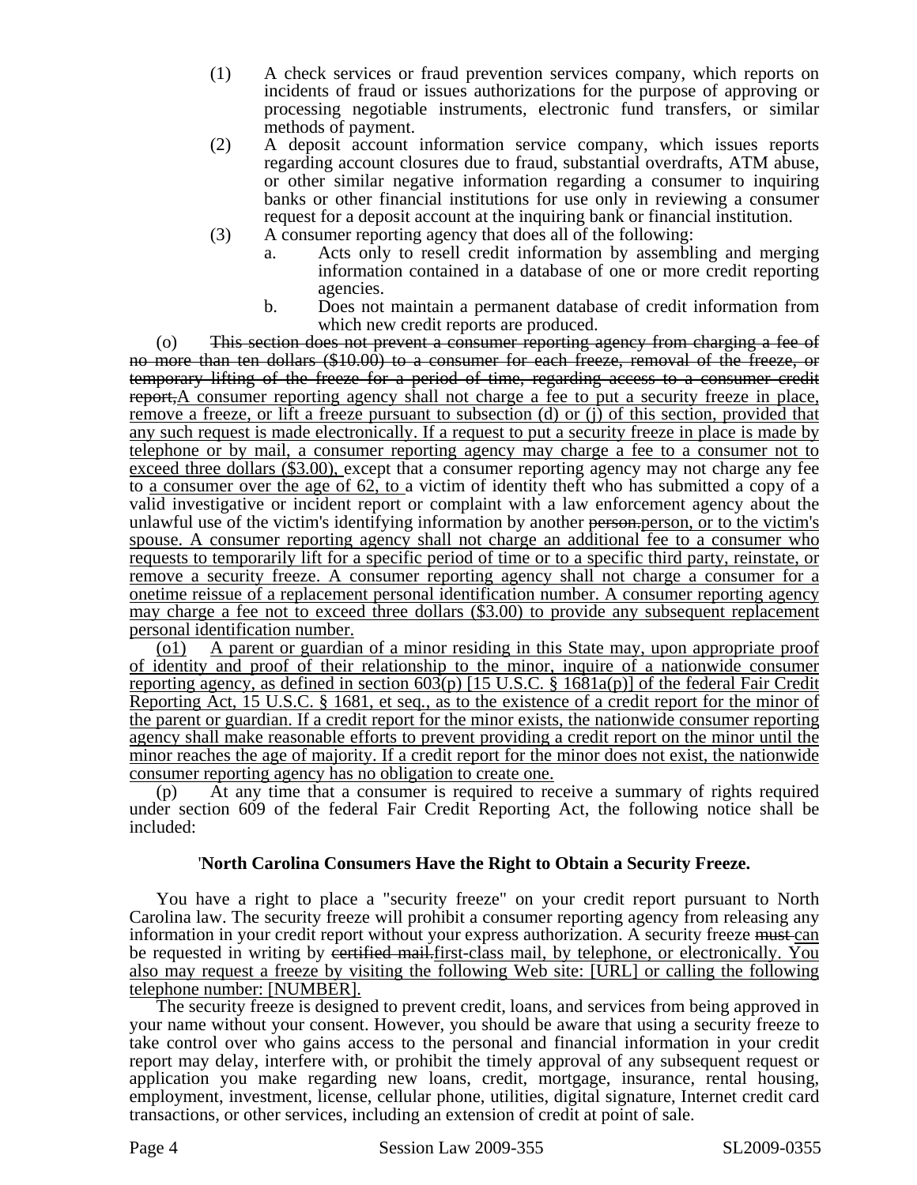(1) A check services or fraud prevention services company, which reports on incidents of fraud or issues authorizations for the purpose of approving or processing negotiable instruments, electronic fund transfers, or similar methods of payment.

(2) A deposit account information service company, which issues reports regarding account closures due to fraud, substantial overdrafts, ATM abuse, or other similar negative information regarding a consumer to inquiring banks or other financial institutions for use only in reviewing a consumer request for a deposit account at the inquiring bank or financial institution.

(3) A consumer reporting agency that does all of the following:

a. Acts only to resell credit information by assembling and merging information contained in a database of one or more credit reporting agencies.

b. Does not maintain a permanent database of credit information from which new credit reports are produced.

(o) ~~This section does not prevent a consumer reporting agency from charging a fee of no more than ten dollars ($10.00) to a consumer for each freeze, removal of the freeze, or temporary lifting of the freeze for a period of time, regarding access to a consumer credit report,~~<u>A consumer reporting agency shall not charge a fee to put a security freeze in place, remove a freeze, or lift a freeze pursuant to subsection (d) or (j) of this section, provided that any such request is made electronically. If a request to put a security freeze in place is made by telephone or by mail, a consumer reporting agency may charge a fee to a consumer not to exceed three dollars ($3.00),</u> except that a consumer reporting agency may not charge any fee to <u>a consumer over the age of 62, to</u> a victim of identity theft who has submitted a copy of a valid investigative or incident report or complaint with a law enforcement agency about the unlawful use of the victim's identifying information by another ~~person.~~<u>person, or to the victim's spouse. A consumer reporting agency shall not charge an additional fee to a consumer who requests to temporarily lift for a specific period of time or to a specific third party, reinstate, or remove a security freeze. A consumer reporting agency shall not charge a consumer for a onetime reissue of a replacement personal identification number. A consumer reporting agency may charge a fee not to exceed three dollars ($3.00) to provide any subsequent replacement personal identification number.</u>

<u>(o1) A parent or guardian of a minor residing in this State may, upon appropriate proof of identity and proof of their relationship to the minor, inquire of a nationwide consumer reporting agency, as defined in section 603(p) [15 U.S.C. § 1681a(p)] of the federal Fair Credit Reporting Act, 15 U.S.C. § 1681, et seq., as to the existence of a credit report for the minor of the parent or guardian. If a credit report for the minor exists, the nationwide consumer reporting agency shall make reasonable efforts to prevent providing a credit report on the minor until the minor reaches the age of majority. If a credit report for the minor does not exist, the nationwide consumer reporting agency has no obligation to create one.</u>

(p) At any time that a consumer is required to receive a summary of rights required under section 609 of the federal Fair Credit Reporting Act, the following notice shall be included:

**'North Carolina Consumers Have the Right to Obtain a Security Freeze.**

You have a right to place a "security freeze" on your credit report pursuant to North Carolina law. The security freeze will prohibit a consumer reporting agency from releasing any information in your credit report without your express authorization. A security freeze ~~must~~ <u>can</u> be requested in writing by ~~certified mail.~~<u>first-class mail, by telephone, or electronically. You also may request a freeze by visiting the following Web site: [URL] or calling the following telephone number: [NUMBER].</u>

The security freeze is designed to prevent credit, loans, and services from being approved in your name without your consent. However, you should be aware that using a security freeze to take control over who gains access to the personal and financial information in your credit report may delay, interfere with, or prohibit the timely approval of any subsequent request or application you make regarding new loans, credit, mortgage, insurance, rental housing, employment, investment, license, cellular phone, utilities, digital signature, Internet credit card transactions, or other services, including an extension of credit at point of sale.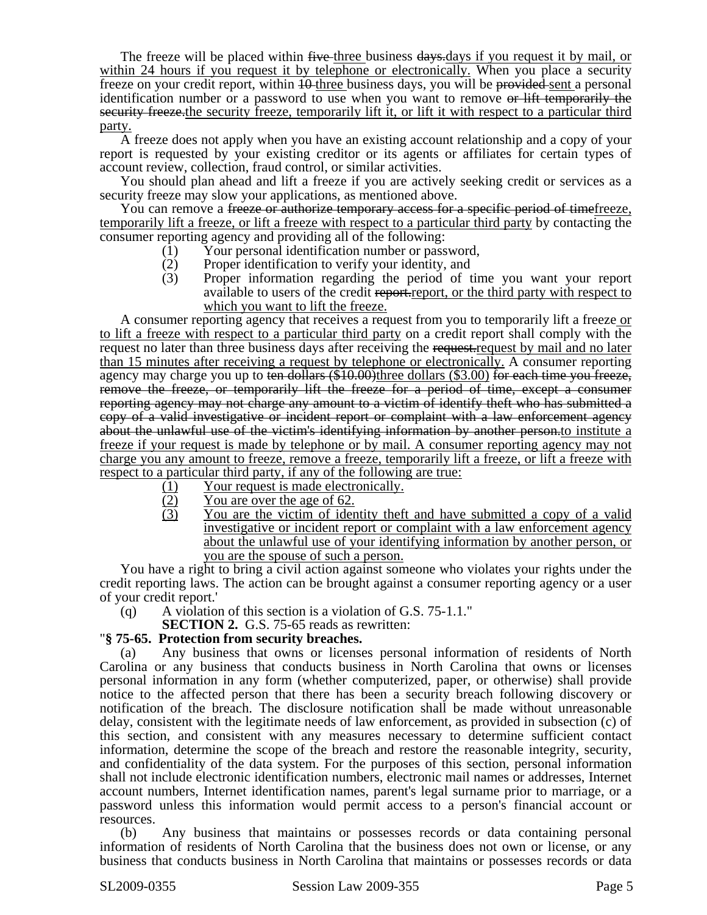The freeze will be placed within ~~five~~ three business ~~days.~~days if you request it by mail, or within 24 hours if you request it by telephone or electronically. When you place a security freeze on your credit report, within ~~10~~ three business days, you will be ~~provided~~ sent a personal identification number or a password to use when you want to remove ~~or lift temporarily the security freeze.~~the security freeze, temporarily lift it, or lift it with respect to a particular third party.

A freeze does not apply when you have an existing account relationship and a copy of your report is requested by your existing creditor or its agents or affiliates for certain types of account review, collection, fraud control, or similar activities.

You should plan ahead and lift a freeze if you are actively seeking credit or services as a security freeze may slow your applications, as mentioned above.

You can remove a ~~freeze or authorize temporary access for a specific period of time~~freeze, temporarily lift a freeze, or lift a freeze with respect to a particular third party by contacting the consumer reporting agency and providing all of the following:

(1) Your personal identification number or password,

(2) Proper identification to verify your identity, and

(3) Proper information regarding the period of time you want your report available to users of the credit ~~report.~~report, or the third party with respect to which you want to lift the freeze.

A consumer reporting agency that receives a request from you to temporarily lift a freeze or to lift a freeze with respect to a particular third party on a credit report shall comply with the request no later than three business days after receiving the ~~request.~~request by mail and no later than 15 minutes after receiving a request by telephone or electronically. A consumer reporting agency may charge you up to ~~ten dollars ($10.00)~~three dollars ($3.00) ~~for each time you freeze, remove the freeze, or temporarily lift the freeze for a period of time, except a consumer reporting agency may not charge any amount to a victim of identify theft who has submitted a copy of a valid investigative or incident report or complaint with a law enforcement agency about the unlawful use of the victim's identifying information by another person.~~to institute a freeze if your request is made by telephone or by mail. A consumer reporting agency may not charge you any amount to freeze, remove a freeze, temporarily lift a freeze, or lift a freeze with respect to a particular third party, if any of the following are true:

(1) Your request is made electronically.

(2) You are over the age of 62.

(3) You are the victim of identity theft and have submitted a copy of a valid investigative or incident report or complaint with a law enforcement agency about the unlawful use of your identifying information by another person, or you are the spouse of such a person.

You have a right to bring a civil action against someone who violates your rights under the credit reporting laws. The action can be brought against a consumer reporting agency or a user of your credit report.'

(q) A violation of this section is a violation of G.S. 75-1.1."

**SECTION 2.** G.S. 75-65 reads as rewritten:

"**§ 75-65. Protection from security breaches.**

(a) Any business that owns or licenses personal information of residents of North Carolina or any business that conducts business in North Carolina that owns or licenses personal information in any form (whether computerized, paper, or otherwise) shall provide notice to the affected person that there has been a security breach following discovery or notification of the breach. The disclosure notification shall be made without unreasonable delay, consistent with the legitimate needs of law enforcement, as provided in subsection (c) of this section, and consistent with any measures necessary to determine sufficient contact information, determine the scope of the breach and restore the reasonable integrity, security, and confidentiality of the data system. For the purposes of this section, personal information shall not include electronic identification numbers, electronic mail names or addresses, Internet account numbers, Internet identification names, parent's legal surname prior to marriage, or a password unless this information would permit access to a person's financial account or resources.

(b) Any business that maintains or possesses records or data containing personal information of residents of North Carolina that the business does not own or license, or any business that conducts business in North Carolina that maintains or possesses records or data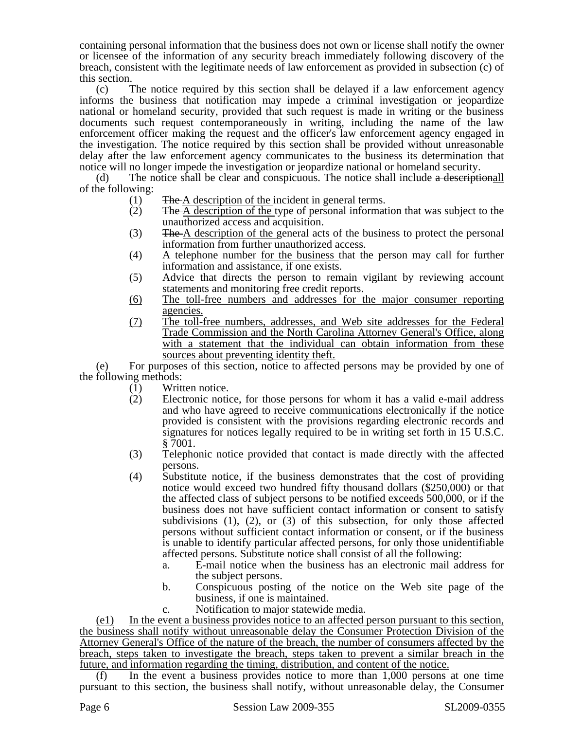containing personal information that the business does not own or license shall notify the owner or licensee of the information of any security breach immediately following discovery of the breach, consistent with the legitimate needs of law enforcement as provided in subsection (c) of this section.

(c) The notice required by this section shall be delayed if a law enforcement agency informs the business that notification may impede a criminal investigation or jeopardize national or homeland security, provided that such request is made in writing or the business documents such request contemporaneously in writing, including the name of the law enforcement officer making the request and the officer's law enforcement agency engaged in the investigation. The notice required by this section shall be provided without unreasonable delay after the law enforcement agency communicates to the business its determination that notice will no longer impede the investigation or jeopardize national or homeland security.

(d) The notice shall be clear and conspicuous. The notice shall include ~~a description~~<u>all</u> of the following:

- (1) ~~The~~ <u>A description of the</u> incident in general terms.
- (2) ~~The~~ <u>A description of the</u> type of personal information that was subject to the unauthorized access and acquisition.
- (3) ~~The~~ <u>A description of the</u> general acts of the business to protect the personal information from further unauthorized access.
- (4) A telephone number <u>for the business</u> that the person may call for further information and assistance, if one exists.
- (5) Advice that directs the person to remain vigilant by reviewing account statements and monitoring free credit reports.
- <u>(6) The toll-free numbers and addresses for the major consumer reporting agencies.</u>
- <u>(7) The toll-free numbers, addresses, and Web site addresses for the Federal Trade Commission and the North Carolina Attorney General's Office, along with a statement that the individual can obtain information from these sources about preventing identity theft.</u>

(e) For purposes of this section, notice to affected persons may be provided by one of the following methods:

- (1) Written notice.
- (2) Electronic notice, for those persons for whom it has a valid e-mail address and who have agreed to receive communications electronically if the notice provided is consistent with the provisions regarding electronic records and signatures for notices legally required to be in writing set forth in 15 U.S.C. § 7001.
- (3) Telephonic notice provided that contact is made directly with the affected persons.
- (4) Substitute notice, if the business demonstrates that the cost of providing notice would exceed two hundred fifty thousand dollars ($250,000) or that the affected class of subject persons to be notified exceeds 500,000, or if the business does not have sufficient contact information or consent to satisfy subdivisions (1), (2), or (3) of this subsection, for only those affected persons without sufficient contact information or consent, or if the business is unable to identify particular affected persons, for only those unidentifiable affected persons. Substitute notice shall consist of all the following:
  - a. E-mail notice when the business has an electronic mail address for the subject persons.
  - b. Conspicuous posting of the notice on the Web site page of the business, if one is maintained.
  - c. Notification to major statewide media.

<u>(e1) In the event a business provides notice to an affected person pursuant to this section, the business shall notify without unreasonable delay the Consumer Protection Division of the Attorney General's Office of the nature of the breach, the number of consumers affected by the breach, steps taken to investigate the breach, steps taken to prevent a similar breach in the future, and information regarding the timing, distribution, and content of the notice.</u>

(f) In the event a business provides notice to more than 1,000 persons at one time pursuant to this section, the business shall notify, without unreasonable delay, the Consumer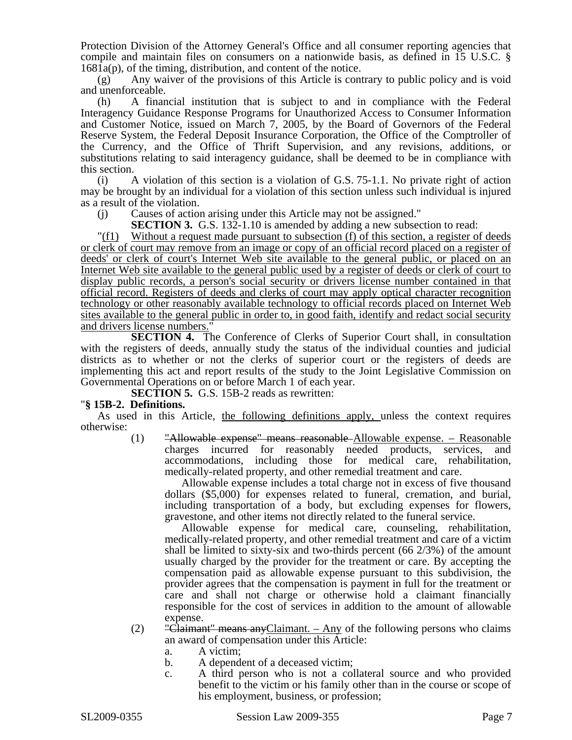Protection Division of the Attorney General's Office and all consumer reporting agencies that compile and maintain files on consumers on a nationwide basis, as defined in 15 U.S.C. § 1681a(p), of the timing, distribution, and content of the notice.

(g) Any waiver of the provisions of this Article is contrary to public policy and is void and unenforceable.

(h) A financial institution that is subject to and in compliance with the Federal Interagency Guidance Response Programs for Unauthorized Access to Consumer Information and Customer Notice, issued on March 7, 2005, by the Board of Governors of the Federal Reserve System, the Federal Deposit Insurance Corporation, the Office of the Comptroller of the Currency, and the Office of Thrift Supervision, and any revisions, additions, or substitutions relating to said interagency guidance, shall be deemed to be in compliance with this section.

(i) A violation of this section is a violation of G.S. 75-1.1. No private right of action may be brought by an individual for a violation of this section unless such individual is injured as a result of the violation.

(j) Causes of action arising under this Article may not be assigned."

**SECTION 3.** G.S. 132-1.10 is amended by adding a new subsection to read:

"(f1) Without a request made pursuant to subsection (f) of this section, a register of deeds or clerk of court may remove from an image or copy of an official record placed on a register of deeds' or clerk of court's Internet Web site available to the general public, or placed on an Internet Web site available to the general public used by a register of deeds or clerk of court to display public records, a person's social security or drivers license number contained in that official record. Registers of deeds and clerks of court may apply optical character recognition technology or other reasonably available technology to official records placed on Internet Web sites available to the general public in order to, in good faith, identify and redact social security and drivers license numbers."

**SECTION 4.** The Conference of Clerks of Superior Court shall, in consultation with the registers of deeds, annually study the status of the individual counties and judicial districts as to whether or not the clerks of superior court or the registers of deeds are implementing this act and report results of the study to the Joint Legislative Commission on Governmental Operations on or before March 1 of each year.

**SECTION 5.** G.S. 15B-2 reads as rewritten:

"**§ 15B-2. Definitions.**

As used in this Article, the following definitions apply, unless the context requires otherwise:

(1) ~~"Allowable expense" means reasonable~~ Allowable expense. – Reasonable charges incurred for reasonably needed products, services, and accommodations, including those for medical care, rehabilitation, medically-related property, and other remedial treatment and care.

Allowable expense includes a total charge not in excess of five thousand dollars ($5,000) for expenses related to funeral, cremation, and burial, including transportation of a body, but excluding expenses for flowers, gravestone, and other items not directly related to the funeral service.

Allowable expense for medical care, counseling, rehabilitation, medically-related property, and other remedial treatment and care of a victim shall be limited to sixty-six and two-thirds percent (66 2/3%) of the amount usually charged by the provider for the treatment or care. By accepting the compensation paid as allowable expense pursuant to this subdivision, the provider agrees that the compensation is payment in full for the treatment or care and shall not charge or otherwise hold a claimant financially responsible for the cost of services in addition to the amount of allowable expense.

(2) ~~"Claimant" means any~~Claimant. – Any of the following persons who claims an award of compensation under this Article:

a. A victim;

b. A dependent of a deceased victim;

c. A third person who is not a collateral source and who provided benefit to the victim or his family other than in the course or scope of his employment, business, or profession;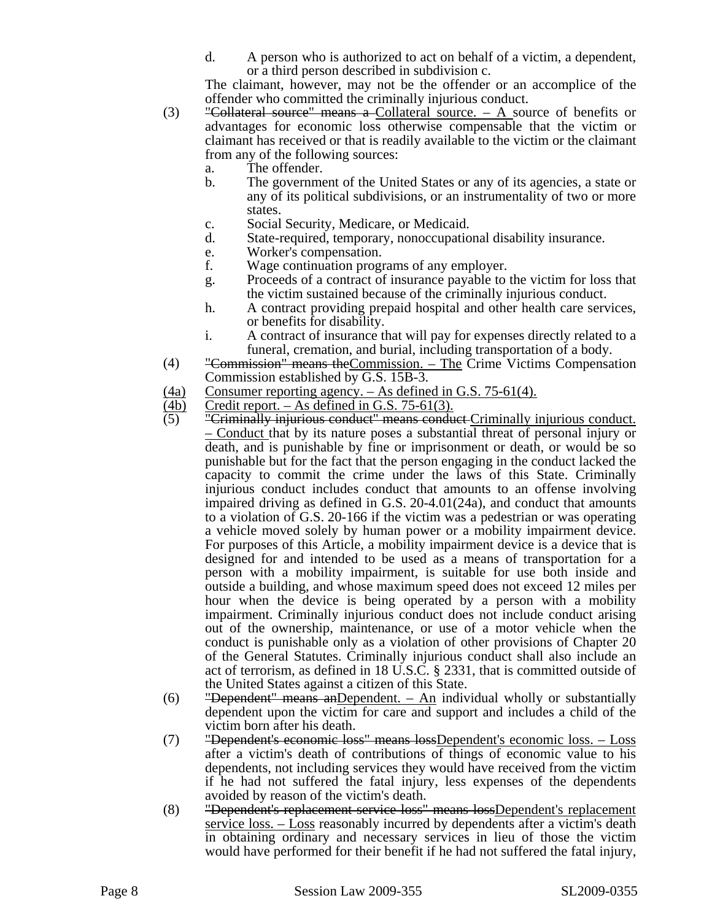d. A person who is authorized to act on behalf of a victim, a dependent, or a third person described in subdivision c.

The claimant, however, may not be the offender or an accomplice of the offender who committed the criminally injurious conduct.

(3) ~~"Collateral source" means a~~ Collateral source. – A source of benefits or advantages for economic loss otherwise compensable that the victim or claimant has received or that is readily available to the victim or the claimant from any of the following sources:

a. The offender.
b. The government of the United States or any of its agencies, a state or any of its political subdivisions, or an instrumentality of two or more states.
c. Social Security, Medicare, or Medicaid.
d. State-required, temporary, nonoccupational disability insurance.
e. Worker's compensation.
f. Wage continuation programs of any employer.
g. Proceeds of a contract of insurance payable to the victim for loss that the victim sustained because of the criminally injurious conduct.
h. A contract providing prepaid hospital and other health care services, or benefits for disability.
i. A contract of insurance that will pay for expenses directly related to a funeral, cremation, and burial, including transportation of a body.

(4) ~~"Commission" means the~~ Commission. – The Crime Victims Compensation Commission established by G.S. 15B-3.

(4a) Consumer reporting agency. – As defined in G.S. 75-61(4).

(4b) Credit report. – As defined in G.S. 75-61(3).

(5) ~~"Criminally injurious conduct" means conduct~~ Criminally injurious conduct. – Conduct that by its nature poses a substantial threat of personal injury or death, and is punishable by fine or imprisonment or death, or would be so punishable but for the fact that the person engaging in the conduct lacked the capacity to commit the crime under the laws of this State. Criminally injurious conduct includes conduct that amounts to an offense involving impaired driving as defined in G.S. 20-4.01(24a), and conduct that amounts to a violation of G.S. 20-166 if the victim was a pedestrian or was operating a vehicle moved solely by human power or a mobility impairment device. For purposes of this Article, a mobility impairment device is a device that is designed for and intended to be used as a means of transportation for a person with a mobility impairment, is suitable for use both inside and outside a building, and whose maximum speed does not exceed 12 miles per hour when the device is being operated by a person with a mobility impairment. Criminally injurious conduct does not include conduct arising out of the ownership, maintenance, or use of a motor vehicle when the conduct is punishable only as a violation of other provisions of Chapter 20 of the General Statutes. Criminally injurious conduct shall also include an act of terrorism, as defined in 18 U.S.C. § 2331, that is committed outside of the United States against a citizen of this State.

(6) ~~"Dependent" means an~~ Dependent. – An individual wholly or substantially dependent upon the victim for care and support and includes a child of the victim born after his death.

(7) ~~"Dependent's economic loss" means loss~~ Dependent's economic loss. – Loss after a victim's death of contributions of things of economic value to his dependents, not including services they would have received from the victim if he had not suffered the fatal injury, less expenses of the dependents avoided by reason of the victim's death.

(8) ~~"Dependent's replacement service loss" means loss~~ Dependent's replacement service loss. – Loss reasonably incurred by dependents after a victim's death in obtaining ordinary and necessary services in lieu of those the victim would have performed for their benefit if he had not suffered the fatal injury,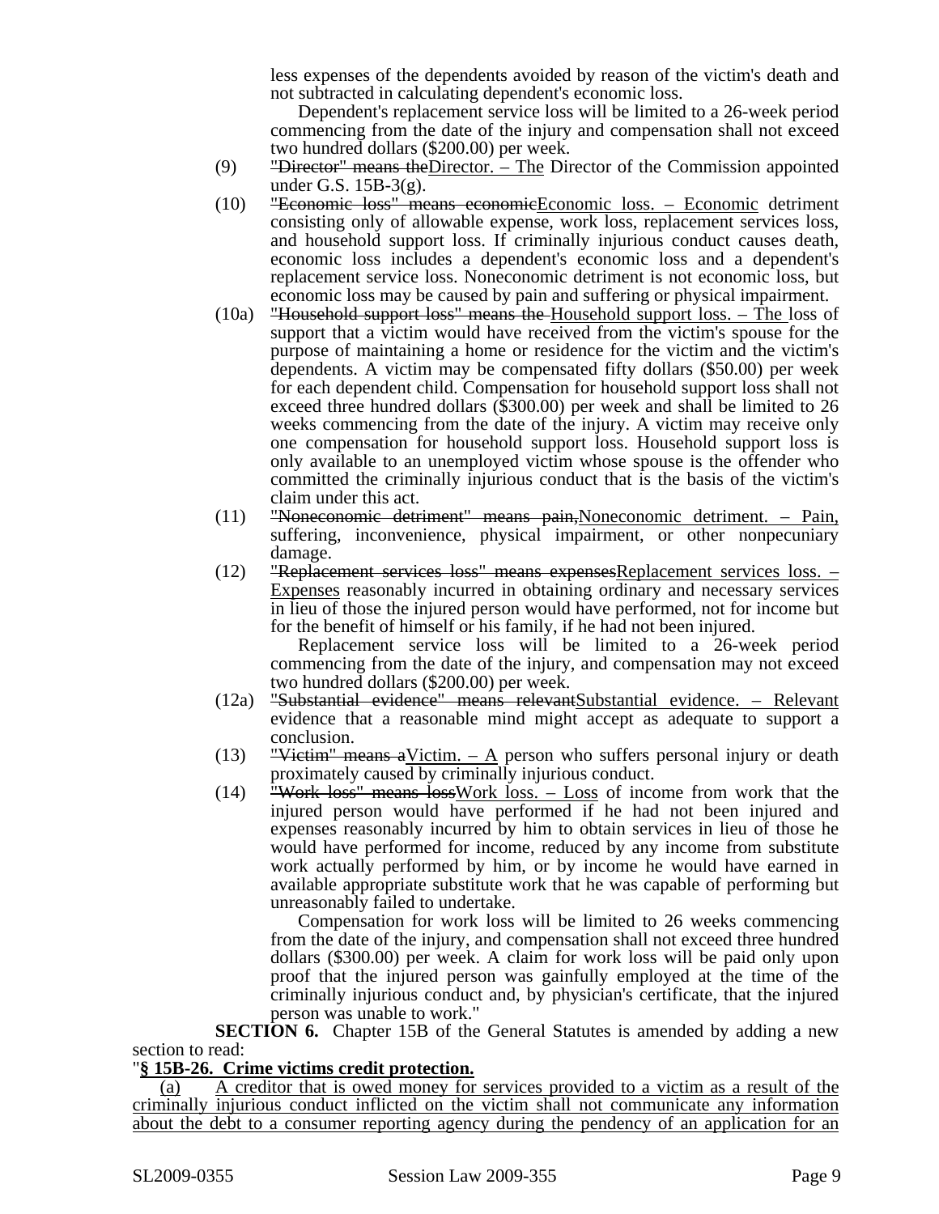less expenses of the dependents avoided by reason of the victim's death and not subtracted in calculating dependent's economic loss.

Dependent's replacement service loss will be limited to a 26-week period commencing from the date of the injury and compensation shall not exceed two hundred dollars ($200.00) per week.

(9) ~~"Director" means the~~Director. – The Director of the Commission appointed under G.S. 15B-3(g).

(10) ~~"Economic loss" means economic~~Economic loss. – Economic detriment consisting only of allowable expense, work loss, replacement services loss, and household support loss. If criminally injurious conduct causes death, economic loss includes a dependent's economic loss and a dependent's replacement service loss. Noneconomic detriment is not economic loss, but economic loss may be caused by pain and suffering or physical impairment.

(10a) ~~"Household support loss" means the~~ Household support loss. – The loss of support that a victim would have received from the victim's spouse for the purpose of maintaining a home or residence for the victim and the victim's dependents. A victim may be compensated fifty dollars ($50.00) per week for each dependent child. Compensation for household support loss shall not exceed three hundred dollars ($300.00) per week and shall be limited to 26 weeks commencing from the date of the injury. A victim may receive only one compensation for household support loss. Household support loss is only available to an unemployed victim whose spouse is the offender who committed the criminally injurious conduct that is the basis of the victim's claim under this act.

(11) ~~"Noneconomic detriment" means pain,~~Noneconomic detriment. – Pain, suffering, inconvenience, physical impairment, or other nonpecuniary damage.

(12) ~~"Replacement services loss" means expenses~~Replacement services loss. – Expenses reasonably incurred in obtaining ordinary and necessary services in lieu of those the injured person would have performed, not for income but for the benefit of himself or his family, if he had not been injured.

Replacement service loss will be limited to a 26-week period commencing from the date of the injury, and compensation may not exceed two hundred dollars ($200.00) per week.

(12a) ~~"Substantial evidence" means relevant~~Substantial evidence. – Relevant evidence that a reasonable mind might accept as adequate to support a conclusion.

(13) ~~"Victim" means a~~Victim. – A person who suffers personal injury or death proximately caused by criminally injurious conduct.

(14) ~~"Work loss" means loss~~Work loss. – Loss of income from work that the injured person would have performed if he had not been injured and expenses reasonably incurred by him to obtain services in lieu of those he would have performed for income, reduced by any income from substitute work actually performed by him, or by income he would have earned in available appropriate substitute work that he was capable of performing but unreasonably failed to undertake.

Compensation for work loss will be limited to 26 weeks commencing from the date of the injury, and compensation shall not exceed three hundred dollars ($300.00) per week. A claim for work loss will be paid only upon proof that the injured person was gainfully employed at the time of the criminally injurious conduct and, by physician's certificate, that the injured person was unable to work."

**SECTION 6.** Chapter 15B of the General Statutes is amended by adding a new section to read:

"**§ 15B-26. Crime victims credit protection.**

(a) A creditor that is owed money for services provided to a victim as a result of the criminally injurious conduct inflicted on the victim shall not communicate any information about the debt to a consumer reporting agency during the pendency of an application for an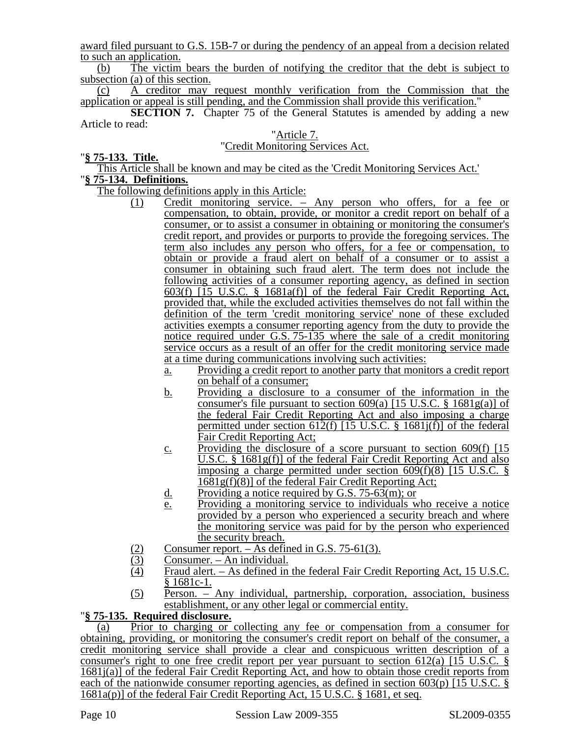award filed pursuant to G.S. 15B-7 or during the pendency of an appeal from a decision related to such an application.

(b) The victim bears the burden of notifying the creditor that the debt is subject to subsection (a) of this section.

(c) A creditor may request monthly verification from the Commission that the application or appeal is still pending, and the Commission shall provide this verification."

**SECTION 7.** Chapter 75 of the General Statutes is amended by adding a new Article to read:

"Article 7.

"Credit Monitoring Services Act.

"**§ 75-133. Title.**

This Article shall be known and may be cited as the 'Credit Monitoring Services Act.'

"**§ 75-134. Definitions.**

The following definitions apply in this Article:

(1) Credit monitoring service. – Any person who offers, for a fee or compensation, to obtain, provide, or monitor a credit report on behalf of a consumer, or to assist a consumer in obtaining or monitoring the consumer's credit report, and provides or purports to provide the foregoing services. The term also includes any person who offers, for a fee or compensation, to obtain or provide a fraud alert on behalf of a consumer or to assist a consumer in obtaining such fraud alert. The term does not include the following activities of a consumer reporting agency, as defined in section 603(f) [15 U.S.C. § 1681a(f)] of the federal Fair Credit Reporting Act, provided that, while the excluded activities themselves do not fall within the definition of the term 'credit monitoring service' none of these excluded activities exempts a consumer reporting agency from the duty to provide the notice required under G.S. 75-135 where the sale of a credit monitoring service occurs as a result of an offer for the credit monitoring service made at a time during communications involving such activities:

a. Providing a credit report to another party that monitors a credit report on behalf of a consumer;

b. Providing a disclosure to a consumer of the information in the consumer's file pursuant to section 609(a) [15 U.S.C. § 1681g(a)] of the federal Fair Credit Reporting Act and also imposing a charge permitted under section 612(f) [15 U.S.C. § 1681j(f)] of the federal Fair Credit Reporting Act;

c. Providing the disclosure of a score pursuant to section 609(f) [15 U.S.C. § 1681g(f)] of the federal Fair Credit Reporting Act and also imposing a charge permitted under section 609(f)(8) [15 U.S.C. § 1681g(f)(8)] of the federal Fair Credit Reporting Act;

d. Providing a notice required by G.S. 75-63(m); or

e. Providing a monitoring service to individuals who receive a notice provided by a person who experienced a security breach and where the monitoring service was paid for by the person who experienced the security breach.

(2) Consumer report. – As defined in G.S. 75-61(3).

(3) Consumer. – An individual.

(4) Fraud alert. – As defined in the federal Fair Credit Reporting Act, 15 U.S.C. § 1681c-1.

(5) Person. – Any individual, partnership, corporation, association, business establishment, or any other legal or commercial entity.

"**§ 75-135. Required disclosure.**

(a) Prior to charging or collecting any fee or compensation from a consumer for obtaining, providing, or monitoring the consumer's credit report on behalf of the consumer, a credit monitoring service shall provide a clear and conspicuous written description of a consumer's right to one free credit report per year pursuant to section 612(a) [15 U.S.C. § 1681j(a)] of the federal Fair Credit Reporting Act, and how to obtain those credit reports from each of the nationwide consumer reporting agencies, as defined in section 603(p) [15 U.S.C. § 1681a(p)] of the federal Fair Credit Reporting Act, 15 U.S.C. § 1681, et seq.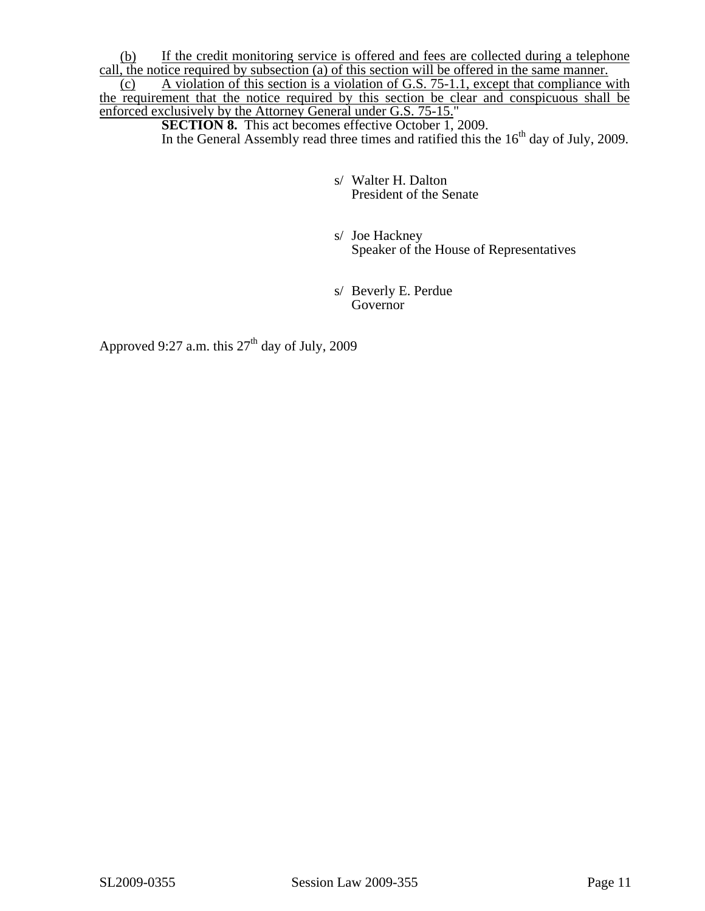(b) If the credit monitoring service is offered and fees are collected during a telephone call, the notice required by subsection (a) of this section will be offered in the same manner.

(c) A violation of this section is a violation of G.S. 75-1.1, except that compliance with the requirement that the notice required by this section be clear and conspicuous shall be enforced exclusively by the Attorney General under G.S. 75-15."

**SECTION 8.** This act becomes effective October 1, 2009.

In the General Assembly read three times and ratified this the 16th day of July, 2009.

s/ Walter H. Dalton
President of the Senate

s/ Joe Hackney
Speaker of the House of Representatives

s/ Beverly E. Perdue
Governor

Approved 9:27 a.m. this 27th day of July, 2009